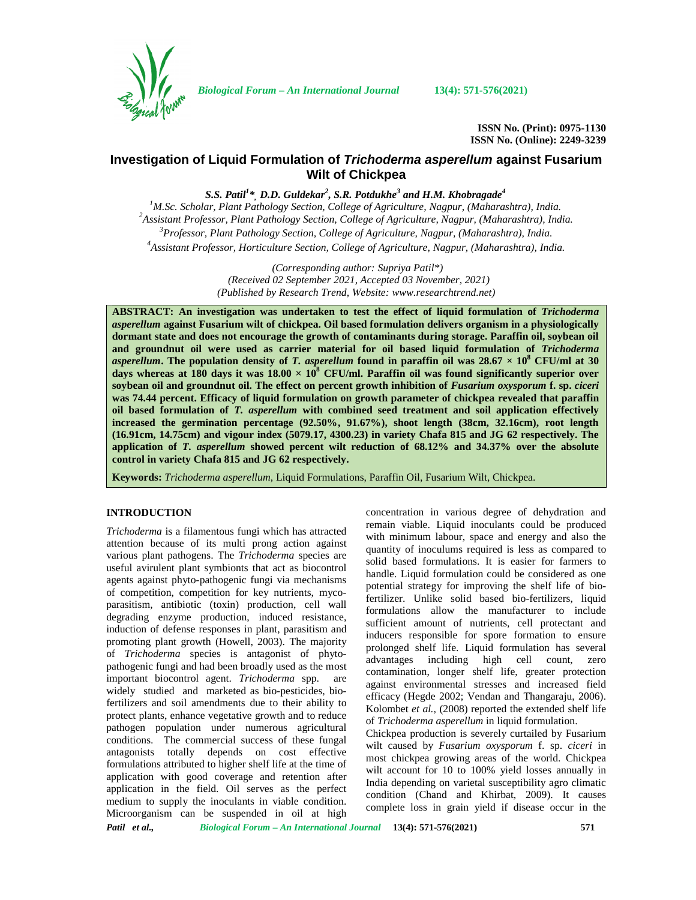# Investigation of Liquid Formulation of *Trichoderma asperellum* against Fusarium Wilt of Chickpea

***S.S. Patil[1]\*, D.D. Guldekar[2], S.R. Potdukhe[3] and H.M. Khobragade[4]***

[1]*M.Sc. Scholar, Plant Pathology Section, College of Agriculture, Nagpur, (Maharashtra), India.*
[2]*Assistant Professor, Plant Pathology Section, College of Agriculture, Nagpur, (Maharashtra), India.*
[3]*Professor, Plant Pathology Section, College of Agriculture, Nagpur, (Maharashtra), India.*
[4]*Assistant Professor, Horticulture Section, College of Agriculture, Nagpur, (Maharashtra), India.*

*(Corresponding author: Supriya Patil\*)*
*(Received 02 September 2021, Accepted 03 November, 2021)*
*(Published by Research Trend, Website: www.researchtrend.net)*

**ABSTRACT: An investigation was undertaken to test the effect of liquid formulation of *Trichoderma asperellum* against Fusarium wilt of chickpea. Oil based formulation delivers organism in a physiologically dormant state and does not encourage the growth of contaminants during storage. Paraffin oil, soybean oil and groundnut oil were used as carrier material for oil based liquid formulation of *Trichoderma asperellum*. The population density of *T. asperellum* found in paraffin oil was $28.67 \times 10^8$ CFU/ml at 30 days whereas at 180 days it was $18.00 \times 10^8$ CFU/ml. Paraffin oil was found significantly superior over soybean oil and groundnut oil. The effect on percent growth inhibition of *Fusarium oxysporum* f. sp. *ciceri* was 74.44 percent. Efficacy of liquid formulation on growth parameter of chickpea revealed that paraffin oil based formulation of *T. asperellum* with combined seed treatment and soil application effectively increased the germination percentage (92.50%, 91.67%), shoot length (38cm, 32.16cm), root length (16.91cm, 14.75cm) and vigour index (5079.17, 4300.23) in variety Chafa 815 and JG 62 respectively. The application of *T. asperellum* showed percent wilt reduction of 68.12% and 34.37% over the absolute control in variety Chafa 815 and JG 62 respectively.**

**Keywords:** *Trichoderma asperellum*, Liquid Formulations, Paraffin Oil, Fusarium Wilt, Chickpea.

## INTRODUCTION

*Trichoderma* is a filamentous fungi which has attracted attention because of its multi prong action against various plant pathogens. The *Trichoderma* species are useful avirulent plant symbionts that act as biocontrol agents against phyto-pathogenic fungi via mechanisms of competition, competition for key nutrients, myco-parasitism, antibiotic (toxin) production, cell wall degrading enzyme production, induced resistance, induction of defense responses in plant, parasitism and promoting plant growth (Howell, 2003). The majority of *Trichoderma* species is antagonist of phyto-pathogenic fungi and had been broadly used as the most important biocontrol agent. *Trichoderma* spp. are widely studied and marketed as bio-pesticides, bio-fertilizers and soil amendments due to their ability to protect plants, enhance vegetative growth and to reduce pathogen population under numerous agricultural conditions. The commercial success of these fungal antagonists totally depends on cost effective formulations attributed to higher shelf life at the time of application with good coverage and retention after application in the field. Oil serves as the perfect medium to supply the inoculants in viable condition. Microorganism can be suspended in oil at high concentration in various degree of dehydration and remain viable. Liquid inoculants could be produced with minimum labour, space and energy and also the quantity of inoculums required is less as compared to solid based formulations. It is easier for farmers to handle. Liquid formulation could be considered as one potential strategy for improving the shelf life of bio-fertilizer. Unlike solid based bio-fertilizers, liquid formulations allow the manufacturer to include sufficient amount of nutrients, cell protectant and inducers responsible for spore formation to ensure prolonged shelf life. Liquid formulation has several advantages including high cell count, zero contamination, longer shelf life, greater protection against environmental stresses and increased field efficacy (Hegde 2002; Vendan and Thangaraju, 2006). Kolombet *et al.,* (2008) reported the extended shelf life of *Trichoderma asperellum* in liquid formulation.

Chickpea production is severely curtailed by Fusarium wilt caused by *Fusarium oxysporum* f. sp. *ciceri* in most chickpea growing areas of the world. Chickpea wilt account for 10 to 100% yield losses annually in India depending on varietal susceptibility agro climatic condition (Chand and Khirbat, 2009). It causes complete loss in grain yield if disease occur in the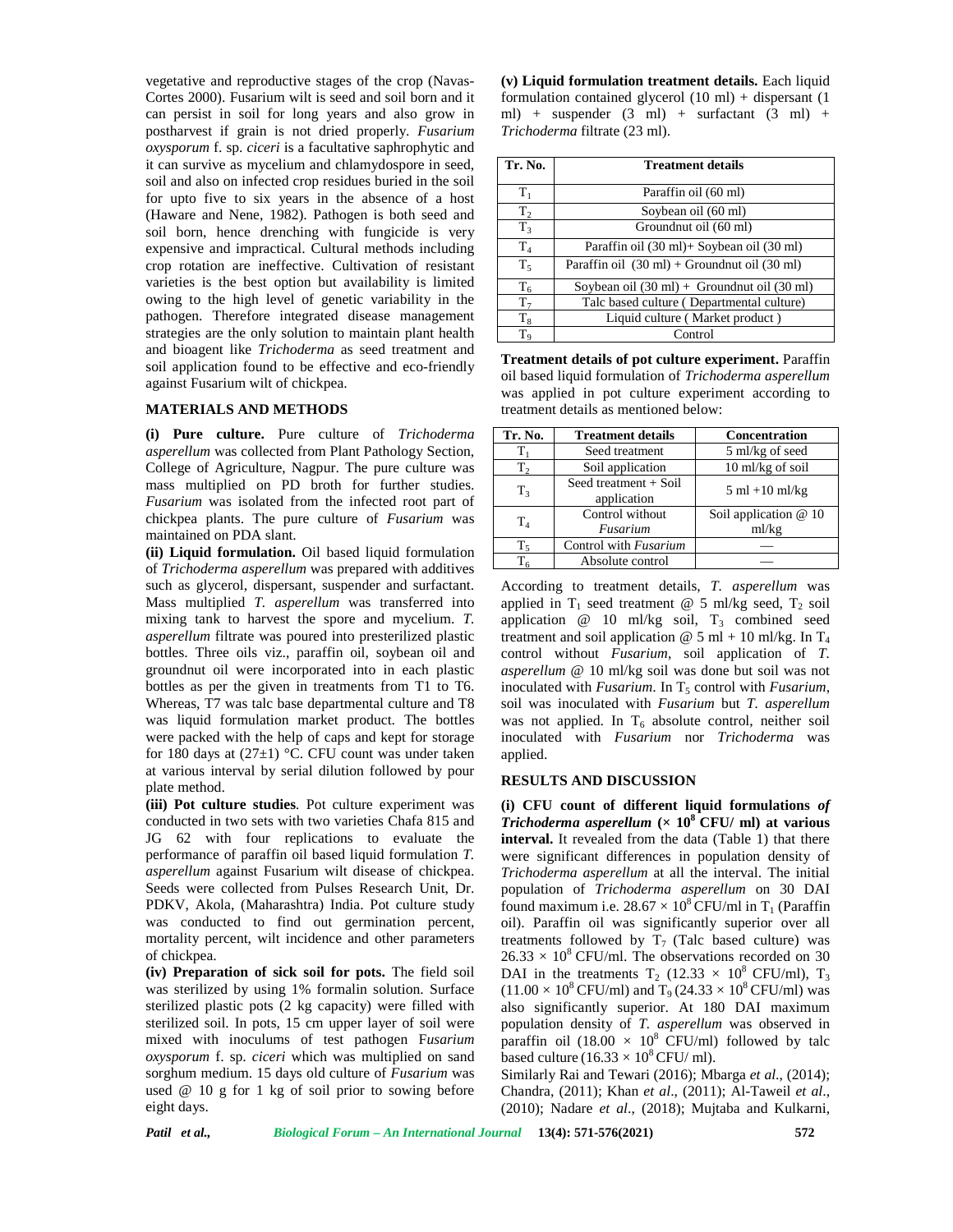vegetative and reproductive stages of the crop (Navas-Cortes 2000). Fusarium wilt is seed and soil born and it can persist in soil for long years and also grow in postharvest if grain is not dried properly. *Fusarium oxysporum* f. sp. *ciceri* is a facultative saphrophytic and it can survive as mycelium and chlamydospore in seed, soil and also on infected crop residues buried in the soil for upto five to six years in the absence of a host (Haware and Nene, 1982). Pathogen is both seed and soil born, hence drenching with fungicide is very expensive and impractical. Cultural methods including crop rotation are ineffective. Cultivation of resistant varieties is the best option but availability is limited owing to the high level of genetic variability in the pathogen. Therefore integrated disease management strategies are the only solution to maintain plant health and bioagent like *Trichoderma* as seed treatment and soil application found to be effective and eco-friendly against Fusarium wilt of chickpea.

## MATERIALS AND METHODS

**(i) Pure culture.** Pure culture of *Trichoderma asperellum* was collected from Plant Pathology Section, College of Agriculture, Nagpur. The pure culture was mass multiplied on PD broth for further studies. *Fusarium* was isolated from the infected root part of chickpea plants. The pure culture of *Fusarium* was maintained on PDA slant.

**(ii) Liquid formulation.** Oil based liquid formulation of *Trichoderma asperellum* was prepared with additives such as glycerol, dispersant, suspender and surfactant. Mass multiplied *T. asperellum* was transferred into mixing tank to harvest the spore and mycelium. *T. asperellum* filtrate was poured into presterilized plastic bottles. Three oils viz., paraffin oil, soybean oil and groundnut oil were incorporated into in each plastic bottles as per the given in treatments from T1 to T6. Whereas, T7 was talc base departmental culture and T8 was liquid formulation market product. The bottles were packed with the help of caps and kept for storage for 180 days at (27±1) °C. CFU count was under taken at various interval by serial dilution followed by pour plate method.

**(iii) Pot culture studies**. Pot culture experiment was conducted in two sets with two varieties Chafa 815 and JG 62 with four replications to evaluate the performance of paraffin oil based liquid formulation *T. asperellum* against Fusarium wilt disease of chickpea. Seeds were collected from Pulses Research Unit, Dr. PDKV, Akola, (Maharashtra) India. Pot culture study was conducted to find out germination percent, mortality percent, wilt incidence and other parameters of chickpea.

**(iv) Preparation of sick soil for pots.** The field soil was sterilized by using 1% formalin solution. Surface sterilized plastic pots (2 kg capacity) were filled with sterilized soil. In pots, 15 cm upper layer of soil were mixed with inoculums of test pathogen F*usarium oxysporum* f. sp. *ciceri* which was multiplied on sand sorghum medium. 15 days old culture of *Fusarium* was used @ 10 g for 1 kg of soil prior to sowing before eight days.

**(v) Liquid formulation treatment details.** Each liquid formulation contained glycerol (10 ml) + dispersant (1 ml) + suspender (3 ml) + surfactant (3 ml) + *Trichoderma* filtrate (23 ml).

| Tr. No. | Treatment details |
|---|---|
| $T_1$ | Paraffin oil (60 ml) |
| $T_2$ | Soybean oil (60 ml) |
| $T_3$ | Groundnut oil (60 ml) |
| $T_4$ | Paraffin oil (30 ml)+ Soybean oil (30 ml) |
| $T_5$ | Paraffin oil (30 ml) + Groundnut oil (30 ml) |
| $T_6$ | Soybean oil (30 ml) + Groundnut oil (30 ml) |
| $T_7$ | Talc based culture ( Departmental culture) |
| $T_8$ | Liquid culture ( Market product ) |
| $T_9$ | Control |

**Treatment details of pot culture experiment.** Paraffin oil based liquid formulation of *Trichoderma asperellum* was applied in pot culture experiment according to treatment details as mentioned below:

| Tr. No. | Treatment details | Concentration |
|---|---|---|
| $T_1$ | Seed treatment | 5 ml/kg of seed |
| $T_2$ | Soil application | 10 ml/kg of soil |
| $T_3$ | Seed treatment + Soil application | 5 ml +10 ml/kg |
| $T_4$ | Control without *Fusarium* | Soil application @ 10 ml/kg |
| $T_5$ | Control with *Fusarium* | — |
| $T_6$ | Absolute control | — |

According to treatment details, *T. asperellum* was applied in $T_1$ seed treatment @ 5 ml/kg seed, $T_2$ soil application @ 10 ml/kg soil, $T_3$ combined seed treatment and soil application @ 5 ml + 10 ml/kg. In $T_4$ control without *Fusarium*, soil application of *T. asperellum* @ 10 ml/kg soil was done but soil was not inoculated with *Fusarium*. In $T_5$ control with *Fusarium*, soil was inoculated with *Fusarium* but *T. asperellum* was not applied. In $T_6$ absolute control, neither soil inoculated with *Fusarium* nor *Trichoderma* was applied.

## RESULTS AND DISCUSSION

**(i) CFU count of different liquid formulations *of Trichoderma asperellum* ($\times 10^8$ CFU/ ml) at various interval.** It revealed from the data (Table 1) that there were significant differences in population density of *Trichoderma asperellum* at all the interval. The initial population of *Trichoderma asperellum* on 30 DAI found maximum i.e. $28.67 \times 10^8$ CFU/ml in $T_1$ (Paraffin oil). Paraffin oil was significantly superior over all treatments followed by $T_7$ (Talc based culture) was $26.33 \times 10^8$ CFU/ml. The observations recorded on 30 DAI in the treatments $T_2$ ($12.33 \times 10^8$ CFU/ml), $T_3$ ($11.00 \times 10^8$ CFU/ml) and $T_9$ ($24.33 \times 10^8$ CFU/ml) was also significantly superior. At 180 DAI maximum population density of *T. asperellum* was observed in paraffin oil ($18.00 \times 10^8$ CFU/ml) followed by talc based culture ($16.33 \times 10^8$ CFU/ ml).

Similarly Rai and Tewari (2016); Mbarga *et al*., (2014); Chandra, (2011); Khan *et al*., (2011); Al-Taweil *et al*., (2010); Nadare *et al*., (2018); Mujtaba and Kulkarni,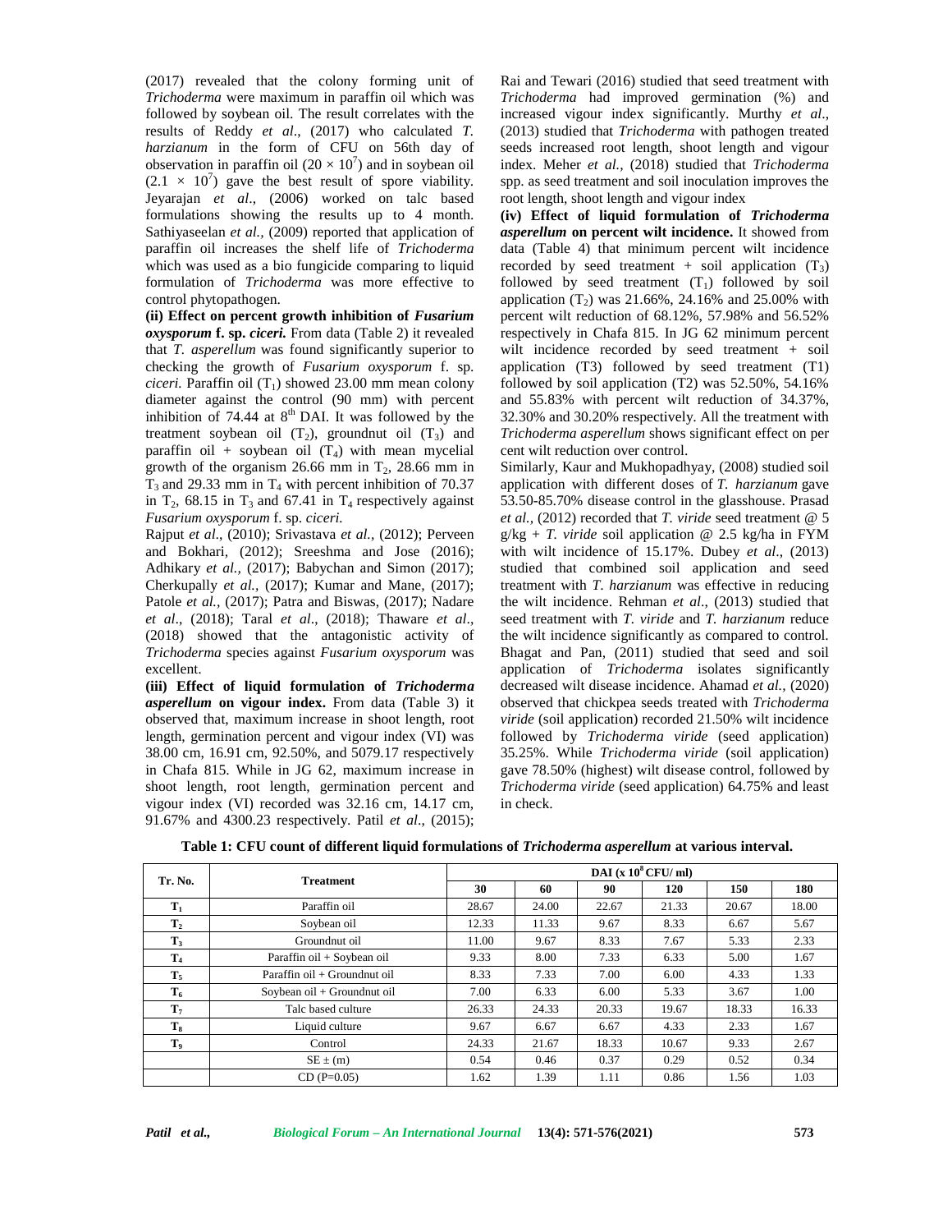(2017) revealed that the colony forming unit of *Trichoderma* were maximum in paraffin oil which was followed by soybean oil. The result correlates with the results of Reddy *et al*., (2017) who calculated *T. harzianum* in the form of CFU on 56th day of observation in paraffin oil ($20 \times 10^7$) and in soybean oil ($2.1 \times 10^7$) gave the best result of spore viability. Jeyarajan *et al*., (2006) worked on talc based formulations showing the results up to 4 month. Sathiyaseelan *et al.,* (2009) reported that application of paraffin oil increases the shelf life of *Trichoderma* which was used as a bio fungicide comparing to liquid formulation of *Trichoderma* was more effective to control phytopathogen.

**(ii) Effect on percent growth inhibition of *Fusarium oxysporum* f. sp. *ciceri.*** From data (Table 2) it revealed that *T. asperellum* was found significantly superior to checking the growth of *Fusarium oxysporum* f. sp. *ciceri.* Paraffin oil ($T_1$) showed 23.00 mm mean colony diameter against the control (90 mm) with percent inhibition of 74.44 at 8[th] DAI. It was followed by the treatment soybean oil ($T_2$), groundnut oil ($T_3$) and paraffin oil + soybean oil ($T_4$) with mean mycelial growth of the organism 26.66 mm in $T_2$, 28.66 mm in $T_3$ and 29.33 mm in $T_4$ with percent inhibition of 70.37 in $T_2$, 68.15 in $T_3$ and 67.41 in $T_4$ respectively against *Fusarium oxysporum* f. sp. *ciceri.*

Rajput *et al*., (2010); Srivastava *et al.,* (2012); Perveen and Bokhari, (2012); Sreeshma and Jose (2016); Adhikary *et al.,* (2017); Babychan and Simon (2017); Cherkupally *et al.,* (2017); Kumar and Mane, (2017); Patole *et al.,* (2017); Patra and Biswas, (2017); Nadare *et al*., (2018); Taral *et al*., (2018); Thaware *et al*., (2018) showed that the antagonistic activity of *Trichoderma* species against *Fusarium oxysporum* was excellent.

**(iii) Effect of liquid formulation of *Trichoderma asperellum* on vigour index.** From data (Table 3) it observed that, maximum increase in shoot length, root length, germination percent and vigour index (VI) was 38.00 cm, 16.91 cm, 92.50%, and 5079.17 respectively in Chafa 815. While in JG 62, maximum increase in shoot length, root length, germination percent and vigour index (VI) recorded was 32.16 cm, 14.17 cm, 91.67% and 4300.23 respectively. Patil *et al*., (2015); Rai and Tewari (2016) studied that seed treatment with *Trichoderma* had improved germination (%) and increased vigour index significantly. Murthy *et al*., (2013) studied that *Trichoderma* with pathogen treated seeds increased root length, shoot length and vigour index. Meher *et al.,* (2018) studied that *Trichoderma* spp. as seed treatment and soil inoculation improves the root length, shoot length and vigour index

**(iv) Effect of liquid formulation of *Trichoderma asperellum* on percent wilt incidence.** It showed from data (Table 4) that minimum percent wilt incidence recorded by seed treatment + soil application ($T_3$) followed by seed treatment ($T_1$) followed by soil application ($T_2$) was 21.66%, 24.16% and 25.00% with percent wilt reduction of 68.12%, 57.98% and 56.52% respectively in Chafa 815. In JG 62 minimum percent wilt incidence recorded by seed treatment + soil application (T3) followed by seed treatment (T1) followed by soil application (T2) was 52.50%, 54.16% and 55.83% with percent wilt reduction of 34.37%, 32.30% and 30.20% respectively. All the treatment with *Trichoderma asperellum* shows significant effect on per cent wilt reduction over control.

Similarly, Kaur and Mukhopadhyay, (2008) studied soil application with different doses of *T. harzianum* gave 53.50-85.70% disease control in the glasshouse. Prasad *et al.,* (2012) recorded that *T. viride* seed treatment @ 5 g/kg + *T. viride* soil application @ 2.5 kg/ha in FYM with wilt incidence of 15.17%. Dubey *et al*., (2013) studied that combined soil application and seed treatment with *T. harzianum* was effective in reducing the wilt incidence. Rehman *et al*., (2013) studied that seed treatment with *T. viride* and *T. harzianum* reduce the wilt incidence significantly as compared to control. Bhagat and Pan, (2011) studied that seed and soil application of *Trichoderma* isolates significantly decreased wilt disease incidence. Ahamad *et al.,* (2020) observed that chickpea seeds treated with *Trichoderma viride* (soil application) recorded 21.50% wilt incidence followed by *Trichoderma viride* (seed application) 35.25%. While *Trichoderma viride* (soil application) gave 78.50% (highest) wilt disease control, followed by *Trichoderma viride* (seed application) 64.75% and least in check.

**Table 1: CFU count of different liquid formulations of *Trichoderma asperellum* at various interval.**

| Tr. No. | Treatment | DAI ($\times 10^8$ CFU/ ml) | | | | | |
|---|---|---|---|---|---|---|---|
| | | 30 | 60 | 90 | 120 | 150 | 180 |
| $T_1$ | Paraffin oil | 28.67 | 24.00 | 22.67 | 21.33 | 20.67 | 18.00 |
| $T_2$ | Soybean oil | 12.33 | 11.33 | 9.67 | 8.33 | 6.67 | 5.67 |
| $T_3$ | Groundnut oil | 11.00 | 9.67 | 8.33 | 7.67 | 5.33 | 2.33 |
| $T_4$ | Paraffin oil + Soybean oil | 9.33 | 8.00 | 7.33 | 6.33 | 5.00 | 1.67 |
| $T_5$ | Paraffin oil + Groundnut oil | 8.33 | 7.33 | 7.00 | 6.00 | 4.33 | 1.33 |
| $T_6$ | Soybean oil + Groundnut oil | 7.00 | 6.33 | 6.00 | 5.33 | 3.67 | 1.00 |
| $T_7$ | Talc based culture | 26.33 | 24.33 | 20.33 | 19.67 | 18.33 | 16.33 |
| $T_8$ | Liquid culture | 9.67 | 6.67 | 6.67 | 4.33 | 2.33 | 1.67 |
| $T_9$ | Control | 24.33 | 21.67 | 18.33 | 10.67 | 9.33 | 2.67 |
| | SE ± (m) | 0.54 | 0.46 | 0.37 | 0.29 | 0.52 | 0.34 |
| | CD (P=0.05) | 1.62 | 1.39 | 1.11 | 0.86 | 1.56 | 1.03 |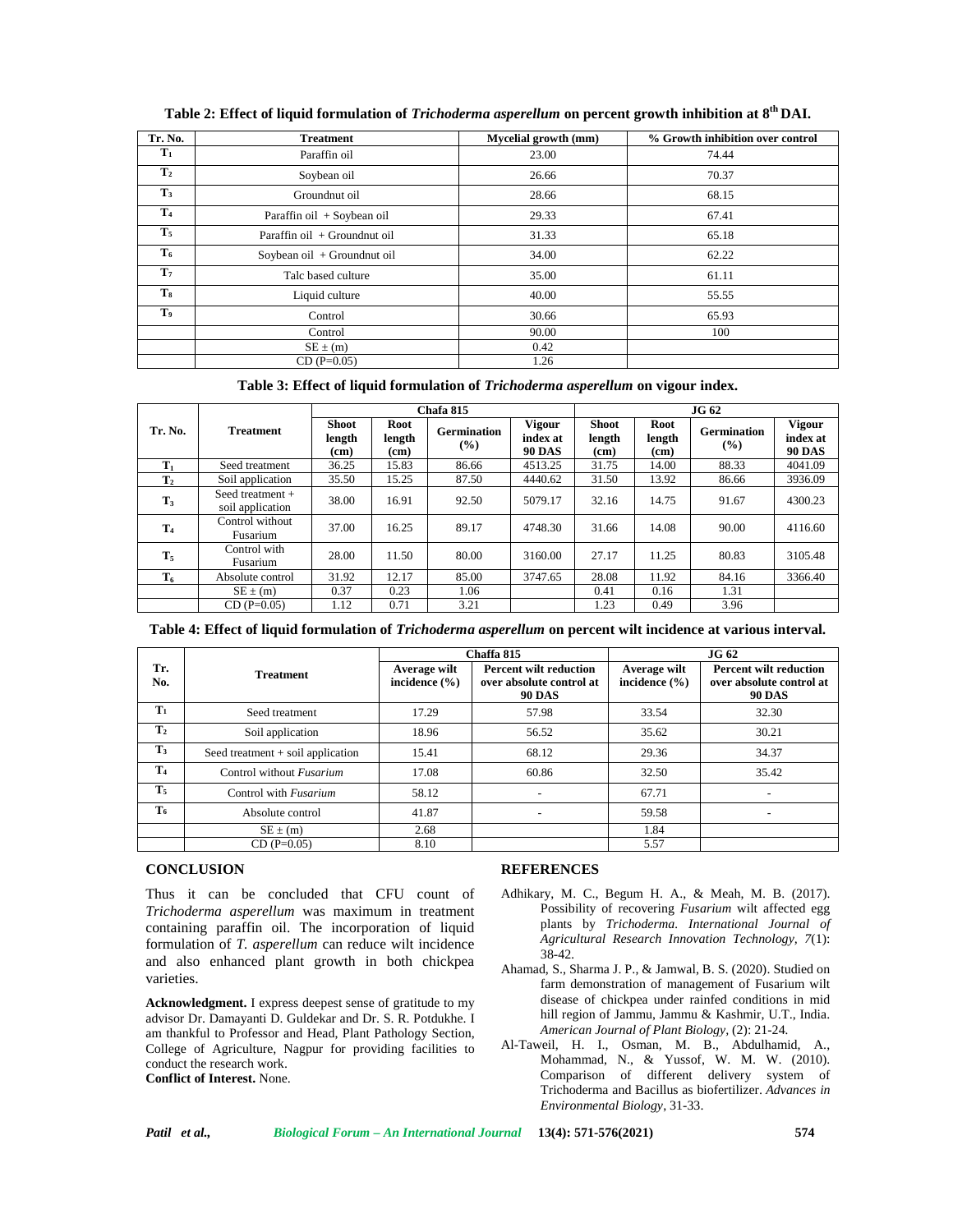**Table 2: Effect of liquid formulation of *Trichoderma asperellum* on percent growth inhibition at 8th DAI.**

| Tr. No. | Treatment | Mycelial growth (mm) | % Growth inhibition over control |
|---|---|---|---|
| $T_1$ | Paraffin oil | 23.00 | 74.44 |
| $T_2$ | Soybean oil | 26.66 | 70.37 |
| $T_3$ | Groundnut oil | 28.66 | 68.15 |
| $T_4$ | Paraffin oil + Soybean oil | 29.33 | 67.41 |
| $T_5$ | Paraffin oil + Groundnut oil | 31.33 | 65.18 |
| $T_6$ | Soybean oil + Groundnut oil | 34.00 | 62.22 |
| $T_7$ | Talc based culture | 35.00 | 61.11 |
| $T_8$ | Liquid culture | 40.00 | 55.55 |
| $T_9$ | Control | 30.66 | 65.93 |
| | Control | 90.00 | 100 |
| | SE ± (m) | 0.42 | |
| | CD (P=0.05) | 1.26 | |

**Table 3: Effect of liquid formulation of *Trichoderma asperellum* on vigour index.**

| Tr. No. | Treatment | Chafa 815 | | | | JG 62 | | | |
|---|---|---|---|---|---|---|---|---|---|
| | | Shoot length (cm) | Root length (cm) | Germination (%) | Vigour index at 90 DAS | Shoot length (cm) | Root length (cm) | Germination (%) | Vigour index at 90 DAS |
| $T_1$ | Seed treatment | 36.25 | 15.83 | 86.66 | 4513.25 | 31.75 | 14.00 | 88.33 | 4041.09 |
| $T_2$ | Soil application | 35.50 | 15.25 | 87.50 | 4440.62 | 31.50 | 13.92 | 86.66 | 3936.09 |
| $T_3$ | Seed treatment + soil application | 38.00 | 16.91 | 92.50 | 5079.17 | 32.16 | 14.75 | 91.67 | 4300.23 |
| $T_4$ | Control without Fusarium | 37.00 | 16.25 | 89.17 | 4748.30 | 31.66 | 14.08 | 90.00 | 4116.60 |
| $T_5$ | Control with Fusarium | 28.00 | 11.50 | 80.00 | 3160.00 | 27.17 | 11.25 | 80.83 | 3105.48 |
| $T_6$ | Absolute control | 31.92 | 12.17 | 85.00 | 3747.65 | 28.08 | 11.92 | 84.16 | 3366.40 |
| | SE ± (m) | 0.37 | 0.23 | 1.06 | | 0.41 | 0.16 | 1.31 | |
| | CD (P=0.05) | 1.12 | 0.71 | 3.21 | | 1.23 | 0.49 | 3.96 | |

**Table 4: Effect of liquid formulation of *Trichoderma asperellum* on percent wilt incidence at various interval.**

| Tr. No. | Treatment | Chaffa 815 | | JG 62 | |
|---|---|---|---|---|---|
| | | Average wilt incidence (%) | Percent wilt reduction over absolute control at 90 DAS | Average wilt incidence (%) | Percent wilt reduction over absolute control at 90 DAS |
| $T_1$ | Seed treatment | 17.29 | 57.98 | 33.54 | 32.30 |
| $T_2$ | Soil application | 18.96 | 56.52 | 35.62 | 30.21 |
| $T_3$ | Seed treatment + soil application | 15.41 | 68.12 | 29.36 | 34.37 |
| $T_4$ | Control without *Fusarium* | 17.08 | 60.86 | 32.50 | 35.42 |
| $T_5$ | Control with *Fusarium* | 58.12 | - | 67.71 | - |
| $T_6$ | Absolute control | 41.87 | - | 59.58 | - |
| | SE ± (m) | 2.68 | | 1.84 | |
| | CD (P=0.05) | 8.10 | | 5.57 | |

## CONCLUSION

Thus it can be concluded that CFU count of *Trichoderma asperellum* was maximum in treatment containing paraffin oil. The incorporation of liquid formulation of *T. asperellum* can reduce wilt incidence and also enhanced plant growth in both chickpea varieties.

**Acknowledgment.** I express deepest sense of gratitude to my advisor Dr. Damayanti D. Guldekar and Dr. S. R. Potdukhe. I am thankful to Professor and Head, Plant Pathology Section, College of Agriculture, Nagpur for providing facilities to conduct the research work.

**Conflict of Interest.** None.

## REFERENCES

Adhikary, M. C., Begum H. A., & Meah, M. B. (2017). Possibility of recovering *Fusarium* wilt affected egg plants by *Trichoderma*. *International Journal of Agricultural Research Innovation Technology, 7*(1): 38-42.

Ahamad, S., Sharma J. P., & Jamwal, B. S. (2020). Studied on farm demonstration of management of Fusarium wilt disease of chickpea under rainfed conditions in mid hill region of Jammu, Jammu & Kashmir, U.T., India. *American Journal of Plant Biology*, (2): 21-24.

Al-Taweil, H. I., Osman, M. B., Abdulhamid, A., Mohammad, N., & Yussof, W. M. W. (2010). Comparison of different delivery system of Trichoderma and Bacillus as biofertilizer. *Advances in Environmental Biology*, 31-33.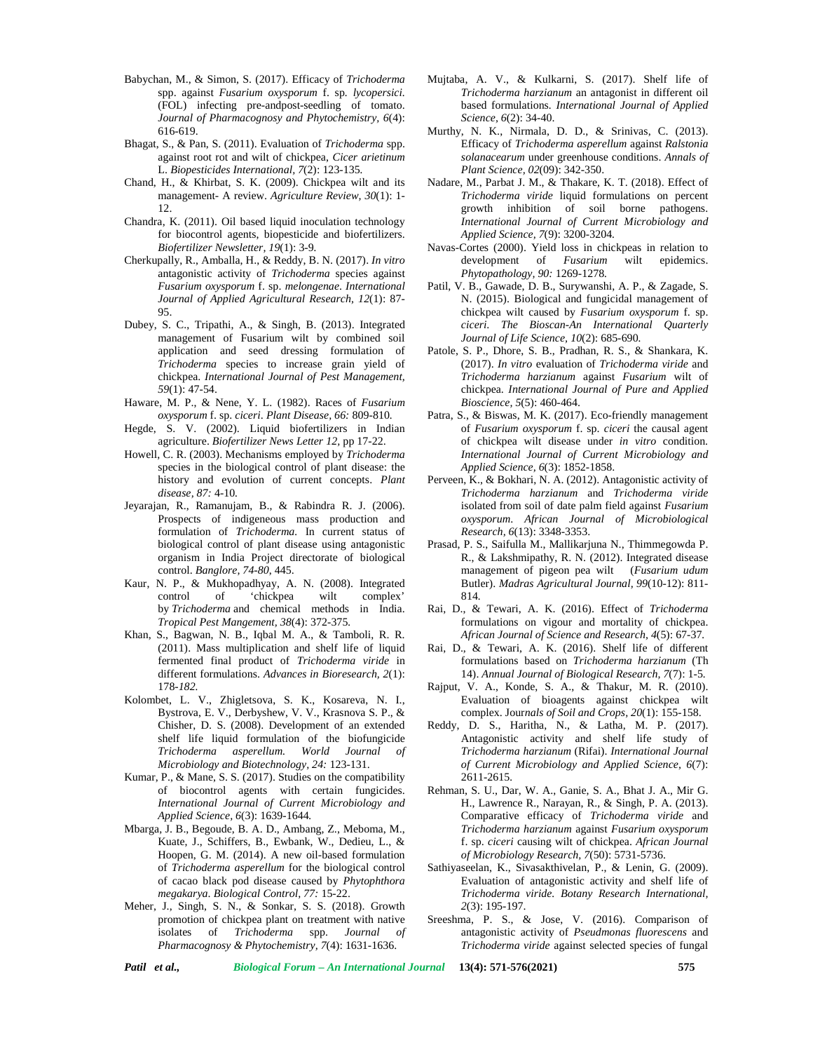Babychan, M., & Simon, S. (2017). Efficacy of *Trichoderma* spp. against *Fusarium oxysporum* f. sp. *lycopersici.* (FOL) infecting pre-andpost-seedling of tomato. *Journal of Pharmacognosy and Phytochemistry, 6*(4): 616-619.

Bhagat, S., & Pan, S. (2011). Evaluation of *Trichoderma* spp. against root rot and wilt of chickpea, *Cicer arietinum* L. *Biopesticides International, 7*(2): 123-135.

Chand, H., & Khirbat, S. K. (2009). Chickpea wilt and its management- A review. *Agriculture Review, 30*(1): 1-12.

Chandra, K. (2011). Oil based liquid inoculation technology for biocontrol agents, biopesticide and biofertilizers. *Biofertilizer Newsletter, 19*(1): 3-9.

Cherkupally, R., Amballa, H., & Reddy, B. N. (2017). *In vitro* antagonistic activity of *Trichoderma* species against *Fusarium oxysporum* f. sp. *melongenae*. *International Journal of Applied Agricultural Research, 12*(1): 87-95.

Dubey, S. C., Tripathi, A., & Singh, B. (2013). Integrated management of Fusarium wilt by combined soil application and seed dressing formulation of *Trichoderma* species to increase grain yield of chickpea. *International Journal of Pest Management, 59*(1): 47-54.

Haware, M. P., & Nene, Y. L. (1982). Races of *Fusarium oxysporum* f. sp. *ciceri*. *Plant Disease, 66:* 809-810.

Hegde, S. V. (2002). Liquid biofertilizers in Indian agriculture. *Biofertilizer News Letter 12,* pp 17-22.

Howell, C. R. (2003). Mechanisms employed by *Trichoderma* species in the biological control of plant disease: the history and evolution of current concepts. *Plant disease, 87:* 4-10.

Jeyarajan, R., Ramanujam, B., & Rabindra R. J. (2006). Prospects of indigeneous mass production and formulation of *Trichoderma*. In current status of biological control of plant disease using antagonistic organism in India Project directorate of biological control. *Banglore, 74-80,* 445.

Kaur, N. P., & Mukhopadhyay, A. N. (2008). Integrated control of 'chickpea wilt complex' by *Trichoderma* and chemical methods in India. *Tropical Pest Mangement, 38*(4): 372-375.

Khan, S., Bagwan, N. B., Iqbal M. A., & Tamboli, R. R. (2011). Mass multiplication and shelf life of liquid fermented final product of *Trichoderma viride* in different formulations. *Advances in Bioresearch, 2*(1): 178-*182.*

Kolombet, L. V., Zhigletsova, S. K., Kosareva, N. I., Bystrova, E. V., Derbyshew, V. V., Krasnova S. P., & Chisher, D. S. (2008). Development of an extended shelf life liquid formulation of the biofungicide *Trichoderma asperellum. World Journal of Microbiology and Biotechnology, 24:* 123-131.

Kumar, P., & Mane, S. S. (2017). Studies on the compatibility of biocontrol agents with certain fungicides. *International Journal of Current Microbiology and Applied Science, 6*(3): 1639-1644.

Mbarga, J. B., Begoude, B. A. D., Ambang, Z., Meboma, M., Kuate, J., Schiffers, B., Ewbank, W., Dedieu, L., & Hoopen, G. M. (2014). A new oil-based formulation of *Trichoderma asperellum* for the biological control of cacao black pod disease caused by *Phytophthora megakarya*. *Biological Control, 77:* 15-22.

Meher, J., Singh, S. N., & Sonkar, S. S. (2018). Growth promotion of chickpea plant on treatment with native isolates of *Trichoderma* spp. *Journal of Pharmacognosy & Phytochemistry, 7*(4): 1631-1636.

Mujtaba, A. V., & Kulkarni, S. (2017). Shelf life of *Trichoderma harzianum* an antagonist in different oil based formulations. *International Journal of Applied Science, 6*(2): 34-40.

Murthy, N. K., Nirmala, D. D., & Srinivas, C. (2013). Efficacy of *Trichoderma asperellum* against *Ralstonia solanacearum* under greenhouse conditions. *Annals of Plant Science, 02*(09): 342-350.

Nadare, M., Parbat J. M., & Thakare, K. T. (2018). Effect of *Trichoderma viride* liquid formulations on percent growth inhibition of soil borne pathogens. *International Journal of Current Microbiology and Applied Science, 7*(9): 3200-3204.

Navas-Cortes (2000). Yield loss in chickpeas in relation to development of *Fusarium* wilt epidemics. *Phytopathology, 90:* 1269-1278.

Patil, V. B., Gawade, D. B., Surywanshi, A. P., & Zagade, S. N. (2015). Biological and fungicidal management of chickpea wilt caused by *Fusarium oxysporum* f. sp. *ciceri. The Bioscan-An International Quarterly Journal of Life Science, 10*(2): 685-690.

Patole, S. P., Dhore, S. B., Pradhan, R. S., & Shankara, K. (2017). *In vitro* evaluation of *Trichoderma viride* and *Trichoderma harzianum* against *Fusarium* wilt of chickpea. *International Journal of Pure and Applied Bioscience, 5*(5): 460-464.

Patra, S., & Biswas, M. K. (2017). Eco-friendly management of *Fusarium oxysporum* f. sp. *ciceri* the causal agent of chickpea wilt disease under *in vitro* condition. *International Journal of Current Microbiology and Applied Science, 6*(3): 1852-1858.

Perveen, K., & Bokhari, N. A. (2012). Antagonistic activity of *Trichoderma harzianum* and *Trichoderma viride* isolated from soil of date palm field against *Fusarium oxysporum*. *African Journal of Microbiological Research, 6*(13): 3348-3353.

Prasad, P. S., Saifulla M., Mallikarjuna N., Thimmegowda P. R., & Lakshmipathy, R. N. (2012). Integrated disease management of pigeon pea wilt (*Fusarium udum* Butler). *Madras Agricultural Journal, 99*(10-12): 811-814.

Rai, D., & Tewari, A. K. (2016). Effect of *Trichoderma* formulations on vigour and mortality of chickpea. *African Journal of Science and Research, 4*(5): 67-37.

Rai, D., & Tewari, A. K. (2016). Shelf life of different formulations based on *Trichoderma harzianum* (Th 14). *Annual Journal of Biological Research, 7*(7): 1-5.

Rajput, V. A., Konde, S. A., & Thakur, M. R. (2010). Evaluation of bioagents against chickpea wilt complex. Jour*nals of Soil and Crops, 20*(1): 155-158.

Reddy, D. S., Haritha, N., & Latha, M. P. (2017). Antagonistic activity and shelf life study of *Trichoderma harzianum* (Rifai). *International Journal of Current Microbiology and Applied Science, 6*(7): 2611-2615.

Rehman, S. U., Dar, W. A., Ganie, S. A., Bhat J. A., Mir G. H., Lawrence R., Narayan, R., & Singh, P. A. (2013). Comparative efficacy of *Trichoderma viride* and *Trichoderma harzianum* against *Fusarium oxysporum* f. sp. *ciceri* causing wilt of chickpea. *African Journal of Microbiology Research, 7*(50): 5731-5736.

Sathiyaseelan, K., Sivasakthivelan, P., & Lenin, G. (2009). Evaluation of antagonistic activity and shelf life of *Trichoderma viride. Botany Research International, 2*(3): 195-197.

Sreeshma, P. S., & Jose, V. (2016). Comparison of antagonistic activity of *Pseudmonas fluorescens* and *Trichoderma viride* against selected species of fungal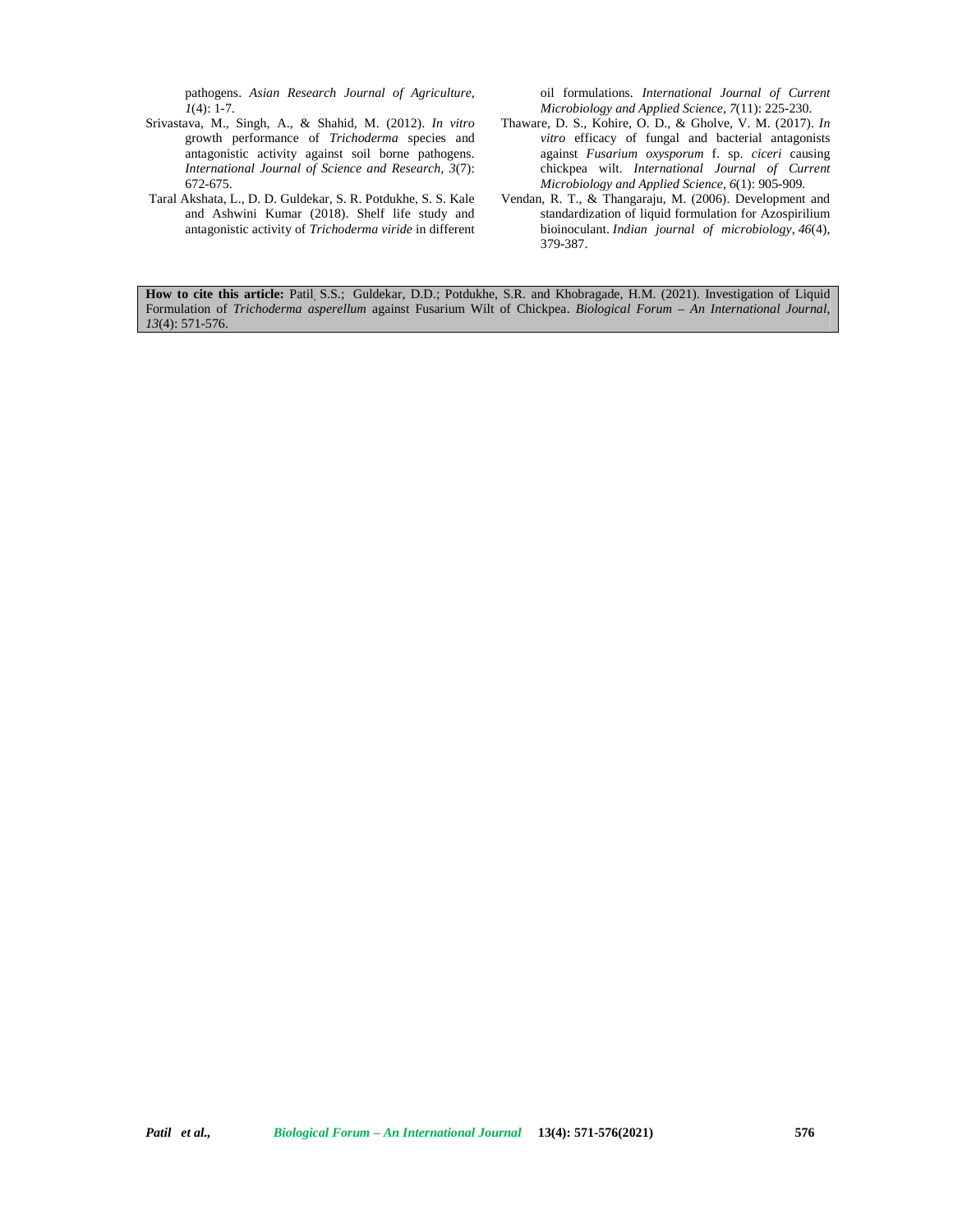pathogens. *Asian Research Journal of Agriculture, 1*(4): 1-7.

Srivastava, M., Singh, A., & Shahid, M. (2012). *In vitro* growth performance of *Trichoderma* species and antagonistic activity against soil borne pathogens. *International Journal of Science and Research, 3*(7): 672-675.

Taral Akshata, L., D. D. Guldekar, S. R. Potdukhe, S. S. Kale and Ashwini Kumar (2018). Shelf life study and antagonistic activity of *Trichoderma viride* in different oil formulations. *International Journal of Current Microbiology and Applied Science, 7*(11): 225-230.

Thaware, D. S., Kohire, O. D., & Gholve, V. M. (2017). *In vitro* efficacy of fungal and bacterial antagonists against *Fusarium oxysporum* f. sp. *ciceri* causing chickpea wilt. *International Journal of Current Microbiology and Applied Science, 6*(1): 905-909.

Vendan, R. T., & Thangaraju, M. (2006). Development and standardization of liquid formulation for Azospirilium bioinoculant. *Indian journal of microbiology, 46*(4), 379-387.

**How to cite this article:** Patil, S.S.; Guldekar, D.D.; Potdukhe, S.R. and Khobragade, H.M. (2021). Investigation of Liquid Formulation of *Trichoderma asperellum* against Fusarium Wilt of Chickpea. *Biological Forum – An International Journal, 13*(4): 571-576.